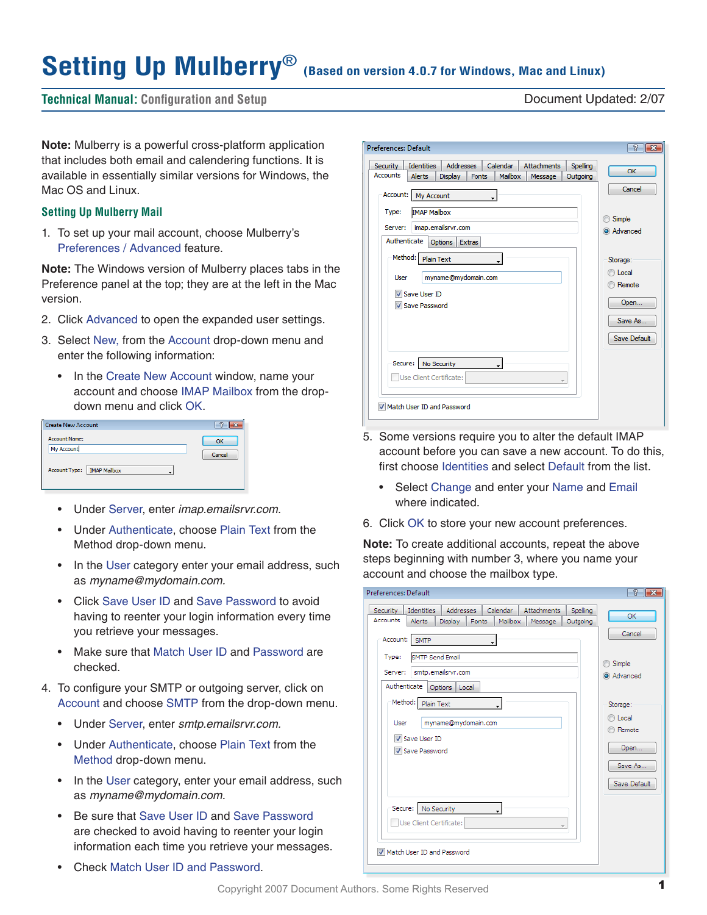# Setting Up Mulberry® (Based on version 4.0.7 for Windows, Mac and Linux)

**Technical Manual:** Configuration and Setup

Document Updated: 2/07

**Note:** Mulberry is a powerful cross-platform application that includes both email and calendering functions. It is available in essentially similar versions for Windows, the Mac OS and Linux.

## Setting Up Mulberry Mail

1. To set up your mail account, choose Mulberry's Preferences / Advanced feature.

**Note:** The Windows version of Mulberry places tabs in the Preference panel at the top; they are at the left in the Mac version.

2. Click Advanced to open the expanded user settings.
3. Select New, from the Account drop-down menu and enter the following information:
   - In the Create New Account window, name your account and choose IMAP Mailbox from the drop-down menu and click OK.
   - Under Server, enter *imap.emailsrvr.com.*
   - Under Authenticate, choose Plain Text from the Method drop-down menu.
   - In the User category enter your email address, such as *myname@mydomain.com.*
   - Click Save User ID and Save Password to avoid having to reenter your login information every time you retrieve your messages.
   - Make sure that Match User ID and Password are checked.
4. To configure your SMTP or outgoing server, click on Account and choose SMTP from the drop-down menu.
   - Under Server, enter *smtp.emailsrvr.com.*
   - Under Authenticate, choose Plain Text from the Method drop-down menu.
   - In the User category, enter your email address, such as *myname@mydomain.com.*
   - Be sure that Save User ID and Save Password are checked to avoid having to reenter your login information each time you retrieve your messages.
   - Check Match User ID and Password.
5. Some versions require you to alter the default IMAP account before you can save a new account. To do this, first choose Identities and select Default from the list.
   - Select Change and enter your Name and Email where indicated.
6. Click OK to store your new account preferences.

**Note:** To create additional accounts, repeat the above steps beginning with number 3, where you name your account and choose the mailbox type.

Copyright 2007 Document Authors. Some Rights Reserved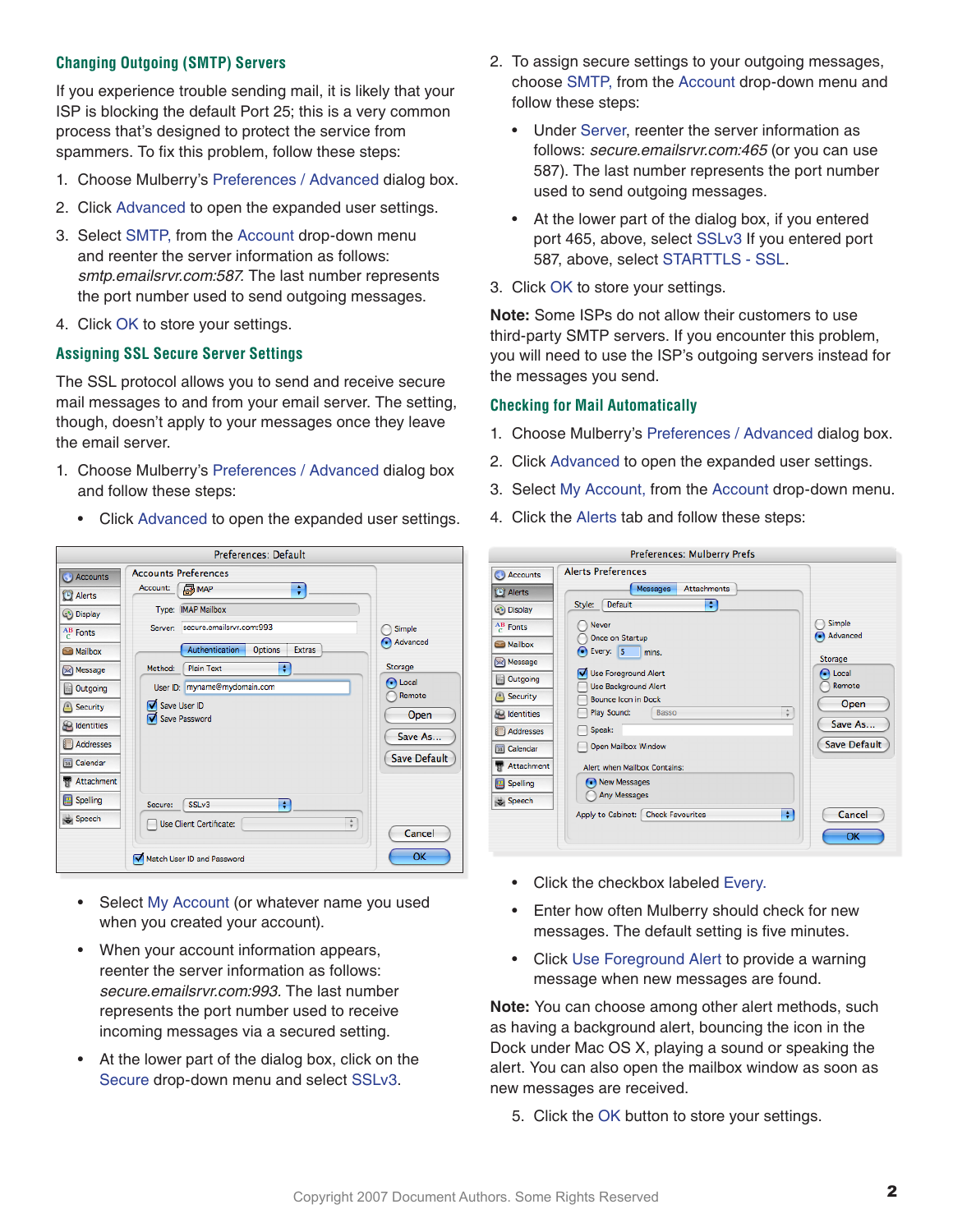### Changing Outgoing (SMTP) Servers

If you experience trouble sending mail, it is likely that your ISP is blocking the default Port 25; this is a very common process that's designed to protect the service from spammers. To fix this problem, follow these steps:

1. Choose Mulberry's Preferences / Advanced dialog box.
2. Click Advanced to open the expanded user settings.
3. Select SMTP, from the Account drop-down menu and reenter the server information as follows: *smtp.emailsrvr.com:587.* The last number represents the port number used to send outgoing messages.
4. Click OK to store your settings.

### Assigning SSL Secure Server Settings

The SSL protocol allows you to send and receive secure mail messages to and from your email server. The setting, though, doesn't apply to your messages once they leave the email server.

1. Choose Mulberry's Preferences / Advanced dialog box and follow these steps:
   - Click Advanced to open the expanded user settings.
   - Select My Account (or whatever name you used when you created your account).
   - When your account information appears, reenter the server information as follows: *secure.emailsrvr.com:993.* The last number represents the port number used to receive incoming messages via a secured setting.
   - At the lower part of the dialog box, click on the Secure drop-down menu and select SSLv3.
2. To assign secure settings to your outgoing messages, choose SMTP, from the Account drop-down menu and follow these steps:
   - Under Server, reenter the server information as follows: *secure.emailsrvr.com:465* (or you can use 587). The last number represents the port number used to send outgoing messages.
   - At the lower part of the dialog box, if you entered port 465, above, select SSLv3 If you entered port 587, above, select STARTTLS - SSL.
3. Click OK to store your settings.

**Note:** Some ISPs do not allow their customers to use third-party SMTP servers. If you encounter this problem, you will need to use the ISP's outgoing servers instead for the messages you send.

### Checking for Mail Automatically

1. Choose Mulberry's Preferences / Advanced dialog box.
2. Click Advanced to open the expanded user settings.
3. Select My Account, from the Account drop-down menu.
4. Click the Alerts tab and follow these steps:
   - Click the checkbox labeled Every.
   - Enter how often Mulberry should check for new messages. The default setting is five minutes.
   - Click Use Foreground Alert to provide a warning message when new messages are found.

**Note:** You can choose among other alert methods, such as having a background alert, bouncing the icon in the Dock under Mac OS X, playing a sound or speaking the alert. You can also open the mailbox window as soon as new messages are received.

5. Click the OK button to store your settings.

Copyright 2007 Document Authors. Some Rights Reserved